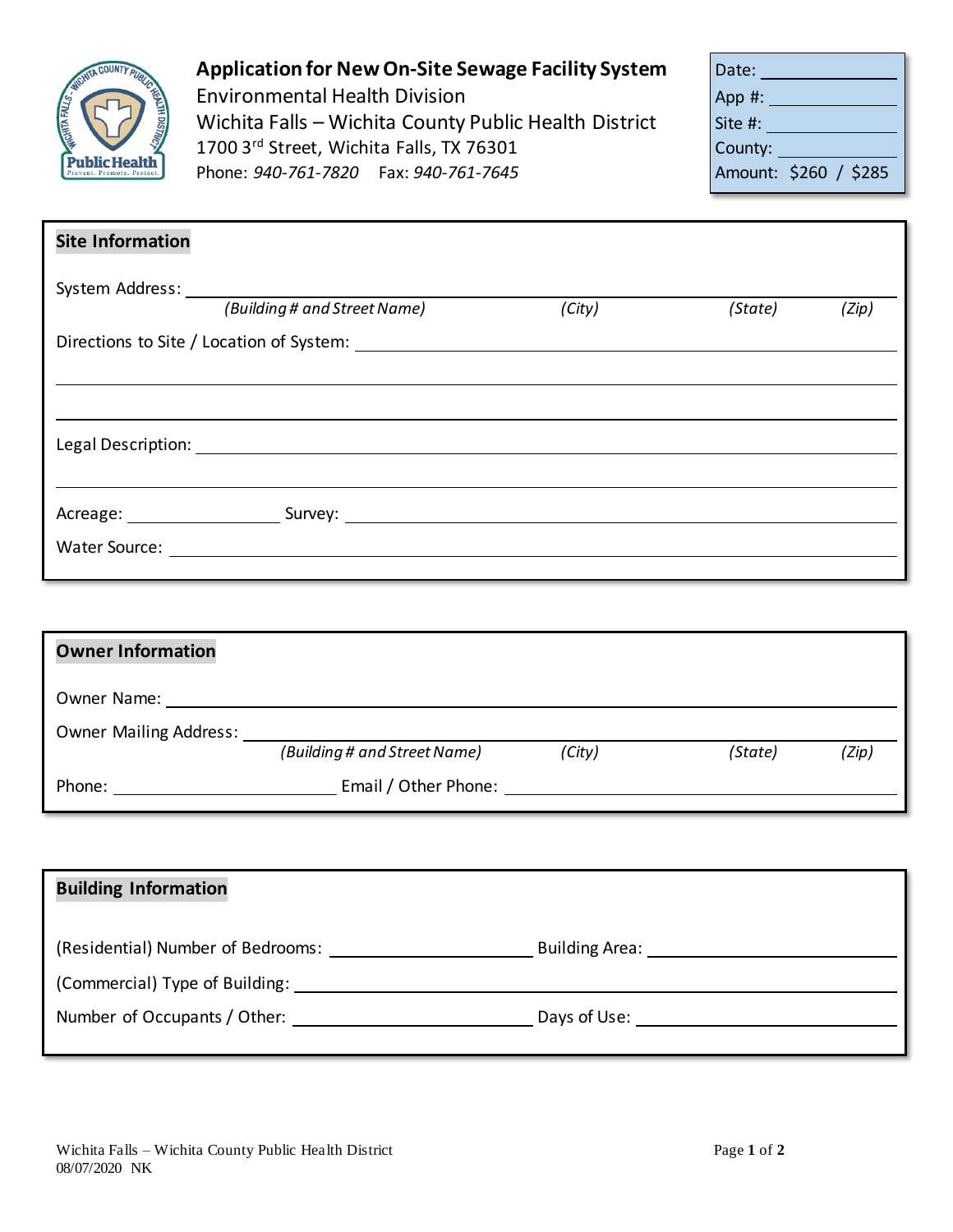# Application for New On-Site Sewage Facility System

Environmental Health Division
Wichita Falls – Wichita County Public Health District
1700 3rd Street, Wichita Falls, TX 76301
Phone: *940-761-7820* Fax: *940-761-7645*

Date: ______________
App #: ______________
Site #: ______________
County: ______________
Amount: $260 / $285

## Site Information

System Address: ____________________________________________________________
*(Building # and Street Name)* *(City)* *(State)* *(Zip)*

Directions to Site / Location of System: ____________________________________________________________

____________________________________________________________

____________________________________________________________

Legal Description: ____________________________________________________________

____________________________________________________________

Acreage: ______________ Survey: ____________________________________________

Water Source: ____________________________________________________________

## Owner Information

Owner Name: ____________________________________________________________

Owner Mailing Address: ____________________________________________________________
*(Building # and Street Name)* *(City)* *(State)* *(Zip)*

Phone: ______________________ Email / Other Phone: ______________________________

## Building Information

(Residential) Number of Bedrooms: ______________________ Building Area: ______________________

(Commercial) Type of Building: ____________________________________________________________

Number of Occupants / Other: ______________________ Days of Use: ______________________

Wichita Falls – Wichita County Public Health District
08/07/2020 NK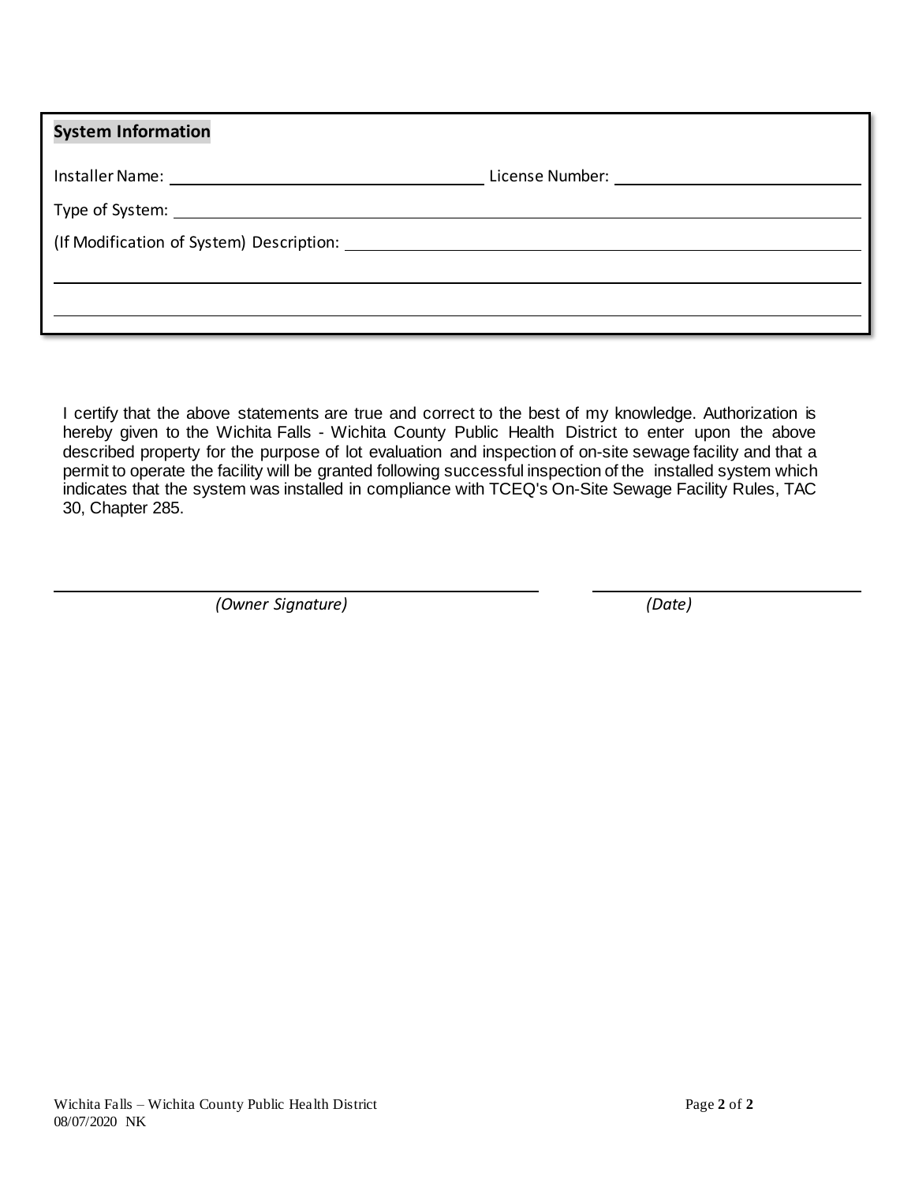**System Information**

Installer Name: ______________________________ License Number: ______________________

Type of System: ____________________________________________________________

(If Modification of System) Description: __________________________________________

______________________________________________________________________

______________________________________________________________________

I certify that the above statements are true and correct to the best of my knowledge. Authorization is hereby given to the Wichita Falls - Wichita County Public Health District to enter upon the above described property for the purpose of lot evaluation and inspection of on-site sewage facility and that a permit to operate the facility will be granted following successful inspection of the installed system which indicates that the system was installed in compliance with TCEQ's On-Site Sewage Facility Rules, TAC 30, Chapter 285.

______________________________________ ____________________

*(Owner Signature)* *(Date)*

Wichita Falls – Wichita County Public Health District
08/07/2020 NK